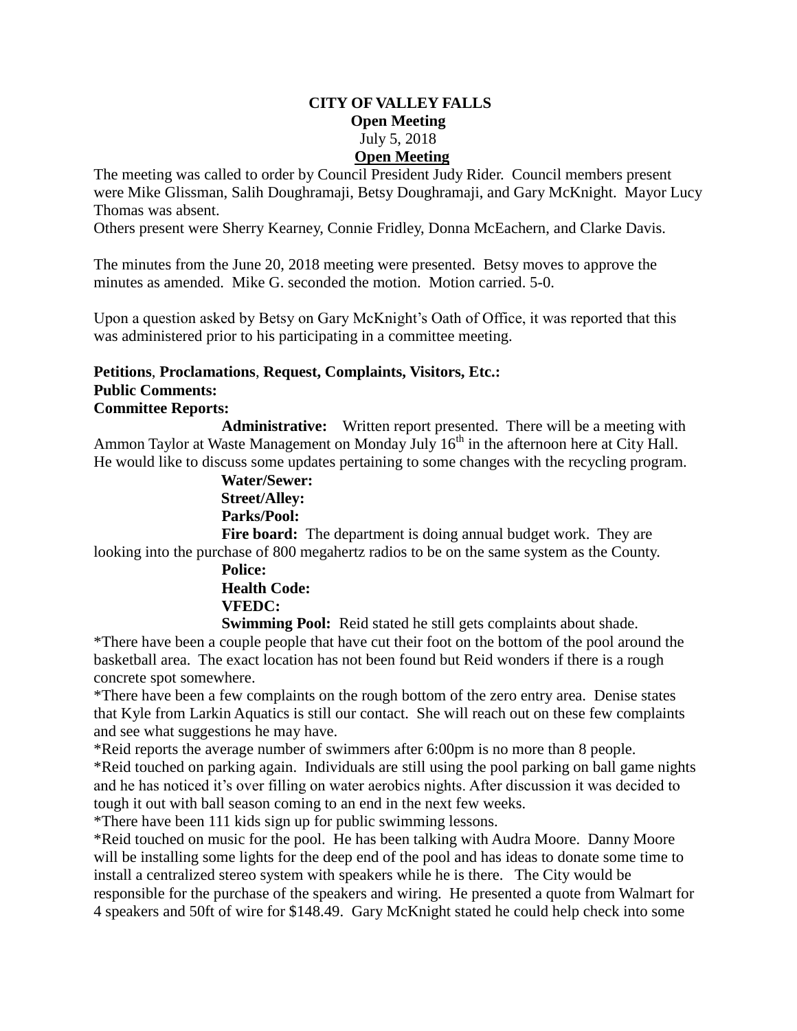**CITY OF VALLEY FALLS**
**Open Meeting**
July 5, 2018
**<u>Open Meeting</u>**

The meeting was called to order by Council President Judy Rider. Council members present were Mike Glissman, Salih Doughramaji, Betsy Doughramaji, and Gary McKnight. Mayor Lucy Thomas was absent.
Others present were Sherry Kearney, Connie Fridley, Donna McEachern, and Clarke Davis.

The minutes from the June 20, 2018 meeting were presented. Betsy moves to approve the minutes as amended. Mike G. seconded the motion. Motion carried. 5-0.

Upon a question asked by Betsy on Gary McKnight's Oath of Office, it was reported that this was administered prior to his participating in a committee meeting.

**Petitions**, **Proclamations**, **Request, Complaints, Visitors, Etc.:**
**Public Comments:**
**Committee Reports:**

**Administrative:** Written report presented. There will be a meeting with Ammon Taylor at Waste Management on Monday July 16th in the afternoon here at City Hall. He would like to discuss some updates pertaining to some changes with the recycling program.

**Water/Sewer:**
**Street/Alley:**
**Parks/Pool:**

**Fire board:** The department is doing annual budget work. They are looking into the purchase of 800 megahertz radios to be on the same system as the County.

**Police:**
**Health Code:**
**VFEDC:**

**Swimming Pool:** Reid stated he still gets complaints about shade.

*There have been a couple people that have cut their foot on the bottom of the pool around the basketball area. The exact location has not been found but Reid wonders if there is a rough concrete spot somewhere.
*There have been a few complaints on the rough bottom of the zero entry area. Denise states that Kyle from Larkin Aquatics is still our contact. She will reach out on these few complaints and see what suggestions he may have.
*Reid reports the average number of swimmers after 6:00pm is no more than 8 people.
*Reid touched on parking again. Individuals are still using the pool parking on ball game nights and he has noticed it's over filling on water aerobics nights. After discussion it was decided to tough it out with ball season coming to an end in the next few weeks.
*There have been 111 kids sign up for public swimming lessons.
*Reid touched on music for the pool. He has been talking with Audra Moore. Danny Moore will be installing some lights for the deep end of the pool and has ideas to donate some time to install a centralized stereo system with speakers while he is there. The City would be responsible for the purchase of the speakers and wiring. He presented a quote from Walmart for 4 speakers and 50ft of wire for $148.49. Gary McKnight stated he could help check into some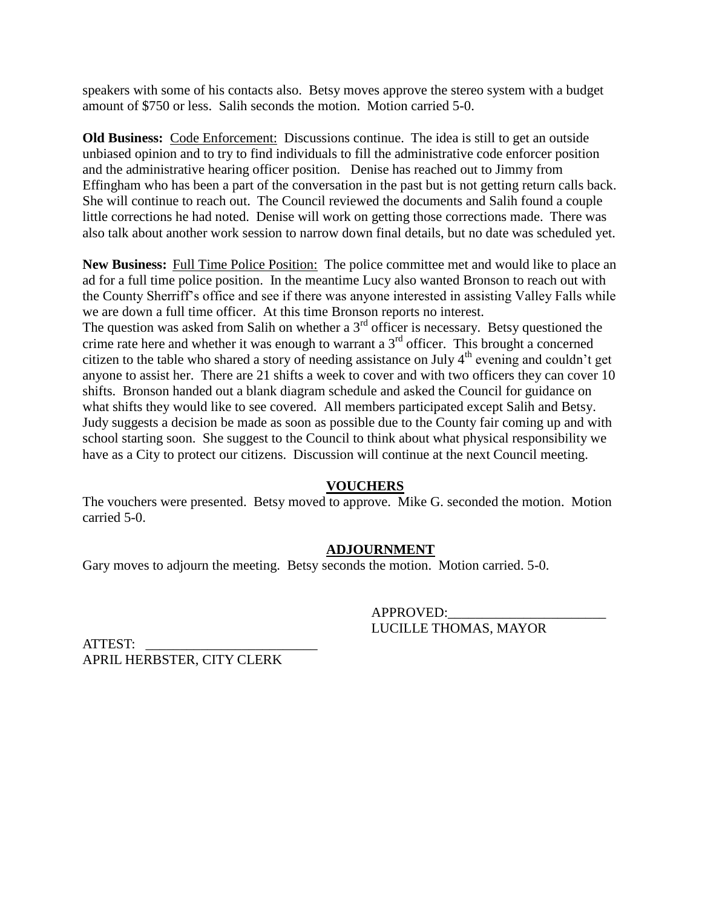speakers with some of his contacts also. Betsy moves approve the stereo system with a budget amount of $750 or less. Salih seconds the motion. Motion carried 5-0.

**Old Business:** Code Enforcement: Discussions continue. The idea is still to get an outside unbiased opinion and to try to find individuals to fill the administrative code enforcer position and the administrative hearing officer position. Denise has reached out to Jimmy from Effingham who has been a part of the conversation in the past but is not getting return calls back. She will continue to reach out. The Council reviewed the documents and Salih found a couple little corrections he had noted. Denise will work on getting those corrections made. There was also talk about another work session to narrow down final details, but no date was scheduled yet.

**New Business:** Full Time Police Position: The police committee met and would like to place an ad for a full time police position. In the meantime Lucy also wanted Bronson to reach out with the County Sherriff's office and see if there was anyone interested in assisting Valley Falls while we are down a full time officer. At this time Bronson reports no interest.
The question was asked from Salih on whether a 3rd officer is necessary. Betsy questioned the crime rate here and whether it was enough to warrant a 3rd officer. This brought a concerned citizen to the table who shared a story of needing assistance on July 4th evening and couldn't get anyone to assist her. There are 21 shifts a week to cover and with two officers they can cover 10 shifts. Bronson handed out a blank diagram schedule and asked the Council for guidance on what shifts they would like to see covered. All members participated except Salih and Betsy. Judy suggests a decision be made as soon as possible due to the County fair coming up and with school starting soon. She suggest to the Council to think about what physical responsibility we have as a City to protect our citizens. Discussion will continue at the next Council meeting.

## VOUCHERS

The vouchers were presented. Betsy moved to approve. Mike G. seconded the motion. Motion carried 5-0.

## ADJOURNMENT

Gary moves to adjourn the meeting. Betsy seconds the motion. Motion carried. 5-0.

APPROVED:_______________________
LUCILLE THOMAS, MAYOR

ATTEST: _________________________
APRIL HERBSTER, CITY CLERK